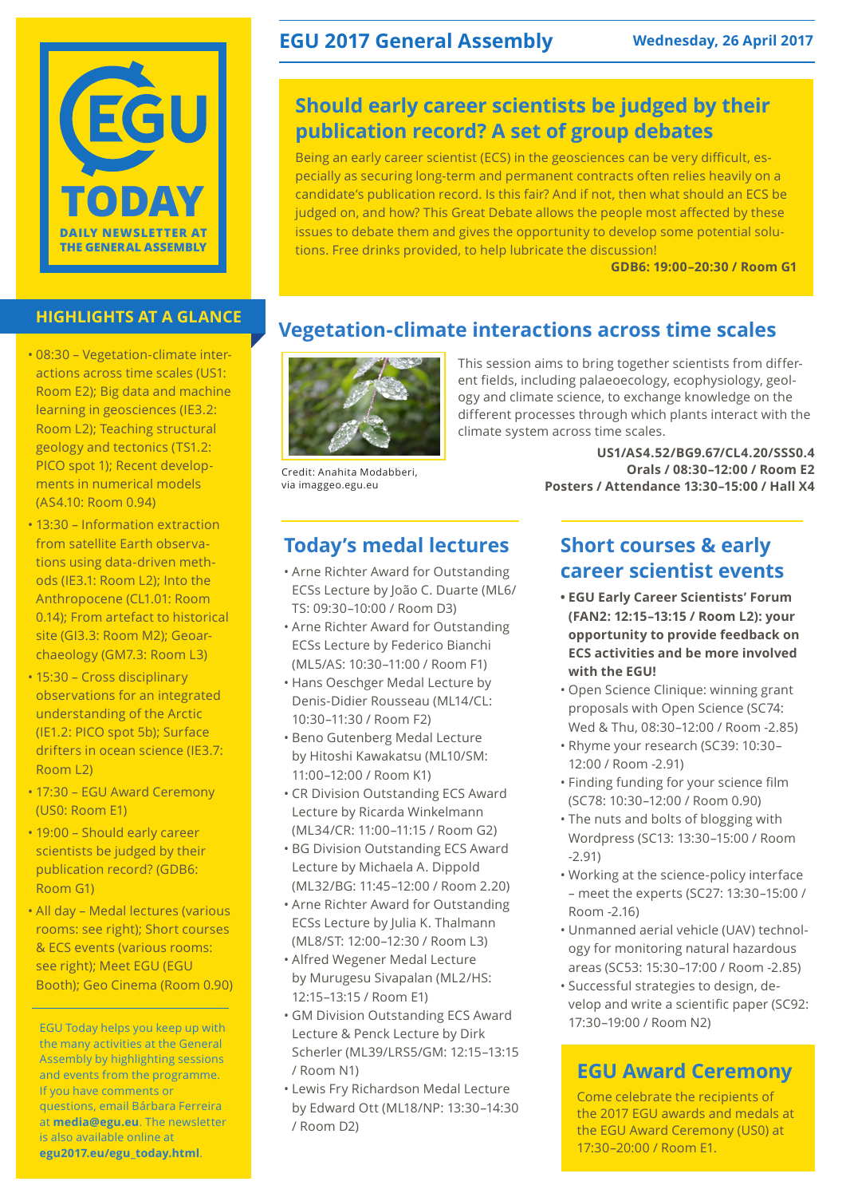# EGU TODAY

DAILY NEWSLETTER AT THE GENERAL ASSEMBLY

**EGU 2017 General Assembly** — **Wednesday, 26 April 2017**

## HIGHLIGHTS AT A GLANCE

- 08:30 – Vegetation-climate interactions across time scales (US1: Room E2); Big data and machine learning in geosciences (IE3.2: Room L2); Teaching structural geology and tectonics (TS1.2: PICO spot 1); Recent developments in numerical models (AS4.10: Room 0.94)
- 13:30 – Information extraction from satellite Earth observations using data-driven methods (IE3.1: Room L2); Into the Anthropocene (CL1.01: Room 0.14); From artefact to historical site (GI3.3: Room M2); Geoarchaeology (GM7.3: Room L3)
- 15:30 – Cross disciplinary observations for an integrated understanding of the Arctic (IE1.2: PICO spot 5b); Surface drifters in ocean science (IE3.7: Room L2)
- 17:30 – EGU Award Ceremony (US0: Room E1)
- 19:00 – Should early career scientists be judged by their publication record? (GDB6: Room G1)
- All day – Medal lectures (various rooms: see right); Short courses & ECS events (various rooms: see right); Meet EGU (EGU Booth); Geo Cinema (Room 0.90)

EGU Today helps you keep up with the many activities at the General Assembly by highlighting sessions and events from the programme. If you have comments or questions, email Bárbara Ferreira at **media@egu.eu**. The newsletter is also available online at **egu2017.eu/egu_today.html**.

## Should early career scientists be judged by their publication record? A set of group debates

Being an early career scientist (ECS) in the geosciences can be very difficult, especially as securing long-term and permanent contracts often relies heavily on a candidate's publication record. Is this fair? And if not, then what should an ECS be judged on, and how? This Great Debate allows the people most affected by these issues to debate them and gives the opportunity to develop some potential solutions. Free drinks provided, to help lubricate the discussion!

**GDB6: 19:00–20:30 / Room G1**

## Vegetation-climate interactions across time scales

Credit: Anahita Modabberi, via imaggeo.egu.eu

This session aims to bring together scientists from different fields, including palaeoecology, ecophysiology, geology and climate science, to exchange knowledge on the different processes through which plants interact with the climate system across time scales.

**US1/AS4.52/BG9.67/CL4.20/SSS0.4**
**Orals / 08:30–12:00 / Room E2**
**Posters / Attendance 13:30–15:00 / Hall X4**

## Today's medal lectures

- Arne Richter Award for Outstanding ECSs Lecture by João C. Duarte (ML6/TS: 09:30–10:00 / Room D3)
- Arne Richter Award for Outstanding ECSs Lecture by Federico Bianchi (ML5/AS: 10:30–11:00 / Room F1)
- Hans Oeschger Medal Lecture by Denis-Didier Rousseau (ML14/CL: 10:30–11:30 / Room F2)
- Beno Gutenberg Medal Lecture by Hitoshi Kawakatsu (ML10/SM: 11:00–12:00 / Room K1)
- CR Division Outstanding ECS Award Lecture by Ricarda Winkelmann (ML34/CR: 11:00–11:15 / Room G2)
- BG Division Outstanding ECS Award Lecture by Michaela A. Dippold (ML32/BG: 11:45–12:00 / Room 2.20)
- Arne Richter Award for Outstanding ECSs Lecture by Julia K. Thalmann (ML8/ST: 12:00–12:30 / Room L3)
- Alfred Wegener Medal Lecture by Murugesu Sivapalan (ML2/HS: 12:15–13:15 / Room E1)
- GM Division Outstanding ECS Award Lecture & Penck Lecture by Dirk Scherler (ML39/LRS5/GM: 12:15–13:15 / Room N1)
- Lewis Fry Richardson Medal Lecture by Edward Ott (ML18/NP: 13:30–14:30 / Room D2)

## Short courses & early career scientist events

- **EGU Early Career Scientists' Forum (FAN2: 12:15–13:15 / Room L2): your opportunity to provide feedback on ECS activities and be more involved with the EGU!**
- Open Science Clinique: winning grant proposals with Open Science (SC74: Wed & Thu, 08:30–12:00 / Room -2.85)
- Rhyme your research (SC39: 10:30–12:00 / Room -2.91)
- Finding funding for your science film (SC78: 10:30–12:00 / Room 0.90)
- The nuts and bolts of blogging with Wordpress (SC13: 13:30–15:00 / Room -2.91)
- Working at the science-policy interface – meet the experts (SC27: 13:30–15:00 / Room -2.16)
- Unmanned aerial vehicle (UAV) technology for monitoring natural hazardous areas (SC53: 15:30–17:00 / Room -2.85)
- Successful strategies to design, develop and write a scientific paper (SC92: 17:30–19:00 / Room N2)

## EGU Award Ceremony

Come celebrate the recipients of the 2017 EGU awards and medals at the EGU Award Ceremony (US0) at 17:30–20:00 / Room E1.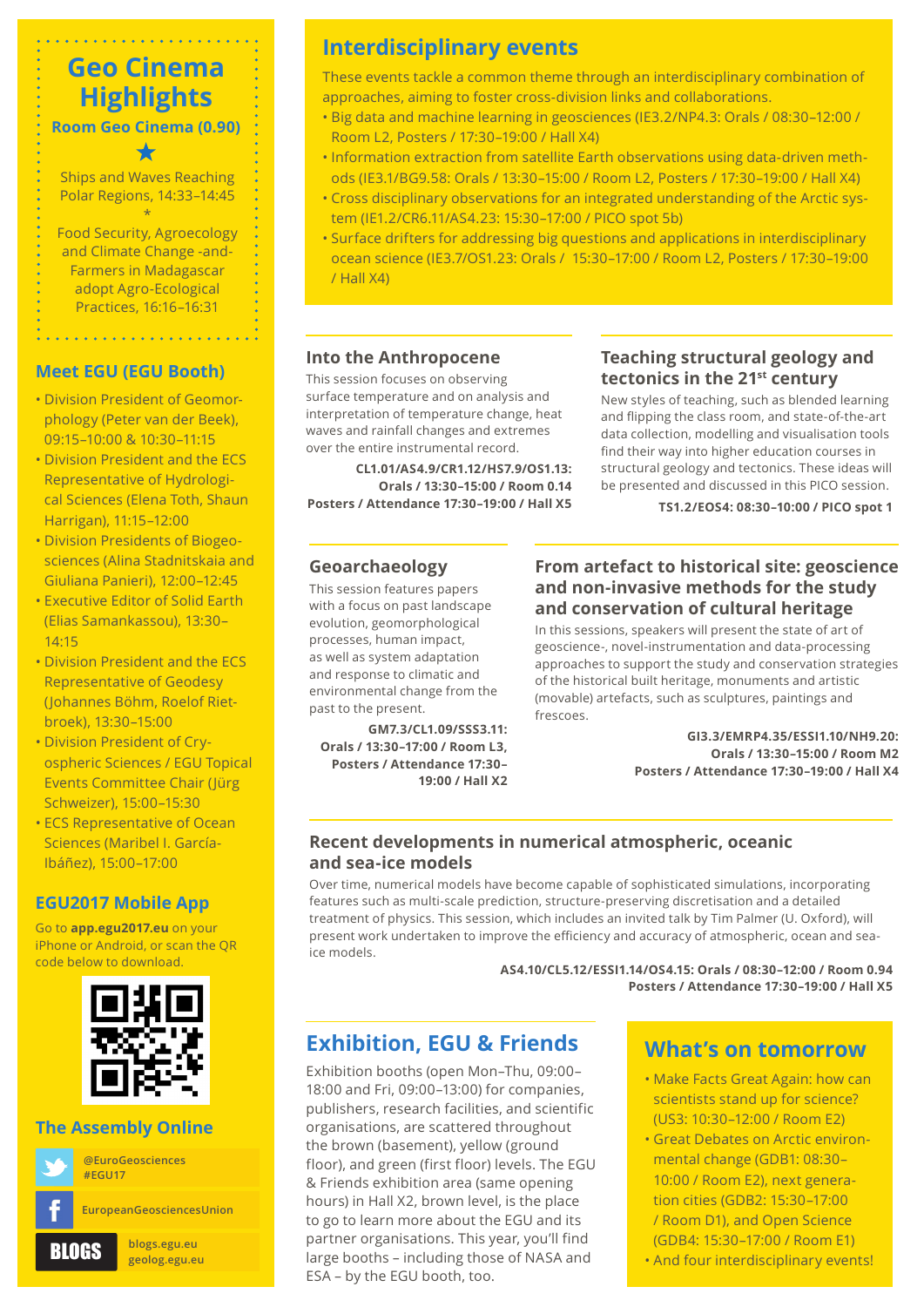## Geo Cinema Highlights

**Room Geo Cinema (0.90)**

★

Ships and Waves Reaching Polar Regions, 14:33–14:45

*

Food Security, Agroecology and Climate Change -and- Farmers in Madagascar adopt Agro-Ecological Practices, 16:16–16:31

## Meet EGU (EGU Booth)

- Division President of Geomorphology (Peter van der Beek), 09:15–10:00 & 10:30–11:15
- Division President and the ECS Representative of Hydrological Sciences (Elena Toth, Shaun Harrigan), 11:15–12:00
- Division Presidents of Biogeosciences (Alina Stadnitskaia and Giuliana Panieri), 12:00–12:45
- Executive Editor of Solid Earth (Elias Samankassou), 13:30–14:15
- Division President and the ECS Representative of Geodesy (Johannes Böhm, Roelof Rietbroek), 13:30–15:00
- Division President of Cryospheric Sciences / EGU Topical Events Committee Chair (Jürg Schweizer), 15:00–15:30
- ECS Representative of Ocean Sciences (Maribel I. García-Ibáñez), 15:00–17:00

## EGU2017 Mobile App

Go to **app.egu2017.eu** on your iPhone or Android, or scan the QR code below to download.

## The Assembly Online

@EuroGeosciences #EGU17

EuropeanGeosciencesUnion

BLOGS: blogs.egu.eu geolog.egu.eu

## Interdisciplinary events

These events tackle a common theme through an interdisciplinary combination of approaches, aiming to foster cross-division links and collaborations.

- Big data and machine learning in geosciences (IE3.2/NP4.3: Orals / 08:30–12:00 / Room L2, Posters / 17:30–19:00 / Hall X4)
- Information extraction from satellite Earth observations using data-driven methods (IE3.1/BG9.58: Orals / 13:30–15:00 / Room L2, Posters / 17:30–19:00 / Hall X4)
- Cross disciplinary observations for an integrated understanding of the Arctic system (IE1.2/CR6.11/AS4.23: 15:30–17:00 / PICO spot 5b)
- Surface drifters for addressing big questions and applications in interdisciplinary ocean science (IE3.7/OS1.23: Orals / 15:30–17:00 / Room L2, Posters / 17:30–19:00 / Hall X4)

### Into the Anthropocene

This session focuses on observing surface temperature and on analysis and interpretation of temperature change, heat waves and rainfall changes and extremes over the entire instrumental record.

**CL1.01/AS4.9/CR1.12/HS7.9/OS1.13: Orals / 13:30–15:00 / Room 0.14 Posters / Attendance 17:30–19:00 / Hall X5**

### Teaching structural geology and tectonics in the 21st century

New styles of teaching, such as blended learning and flipping the class room, and state-of-the-art data collection, modelling and visualisation tools find their way into higher education courses in structural geology and tectonics. These ideas will be presented and discussed in this PICO session.

**TS1.2/EOS4: 08:30–10:00 / PICO spot 1**

### Geoarchaeology

This session features papers with a focus on past landscape evolution, geomorphological processes, human impact, as well as system adaptation and response to climatic and environmental change from the past to the present.

**GM7.3/CL1.09/SSS3.11: Orals / 13:30–17:00 / Room L3, Posters / Attendance 17:30–19:00 / Hall X2**

### From artefact to historical site: geoscience and non-invasive methods for the study and conservation of cultural heritage

In this sessions, speakers will present the state of art of geoscience-, novel-instrumentation and data-processing approaches to support the study and conservation strategies of the historical built heritage, monuments and artistic (movable) artefacts, such as sculptures, paintings and frescoes.

**GI3.3/EMRP4.35/ESSI1.10/NH9.20: Orals / 13:30–15:00 / Room M2 Posters / Attendance 17:30–19:00 / Hall X4**

### Recent developments in numerical atmospheric, oceanic and sea-ice models

Over time, numerical models have become capable of sophisticated simulations, incorporating features such as multi-scale prediction, structure-preserving discretisation and a detailed treatment of physics. This session, which includes an invited talk by Tim Palmer (U. Oxford), will present work undertaken to improve the efficiency and accuracy of atmospheric, ocean and sea-ice models.

**AS4.10/CL5.12/ESSI1.14/OS4.15: Orals / 08:30–12:00 / Room 0.94 Posters / Attendance 17:30–19:00 / Hall X5**

## Exhibition, EGU & Friends

Exhibition booths (open Mon–Thu, 09:00–18:00 and Fri, 09:00–13:00) for companies, publishers, research facilities, and scientific organisations, are scattered throughout the brown (basement), yellow (ground floor), and green (first floor) levels. The EGU & Friends exhibition area (same opening hours) in Hall X2, brown level, is the place to go to learn more about the EGU and its partner organisations. This year, you'll find large booths – including those of NASA and ESA – by the EGU booth, too.

## What's on tomorrow

- Make Facts Great Again: how can scientists stand up for science? (US3: 10:30–12:00 / Room E2)
- Great Debates on Arctic environmental change (GDB1: 08:30–10:00 / Room E2), next generation cities (GDB2: 15:30–17:00 / Room D1), and Open Science (GDB4: 15:30–17:00 / Room E1)
- And four interdisciplinary events!